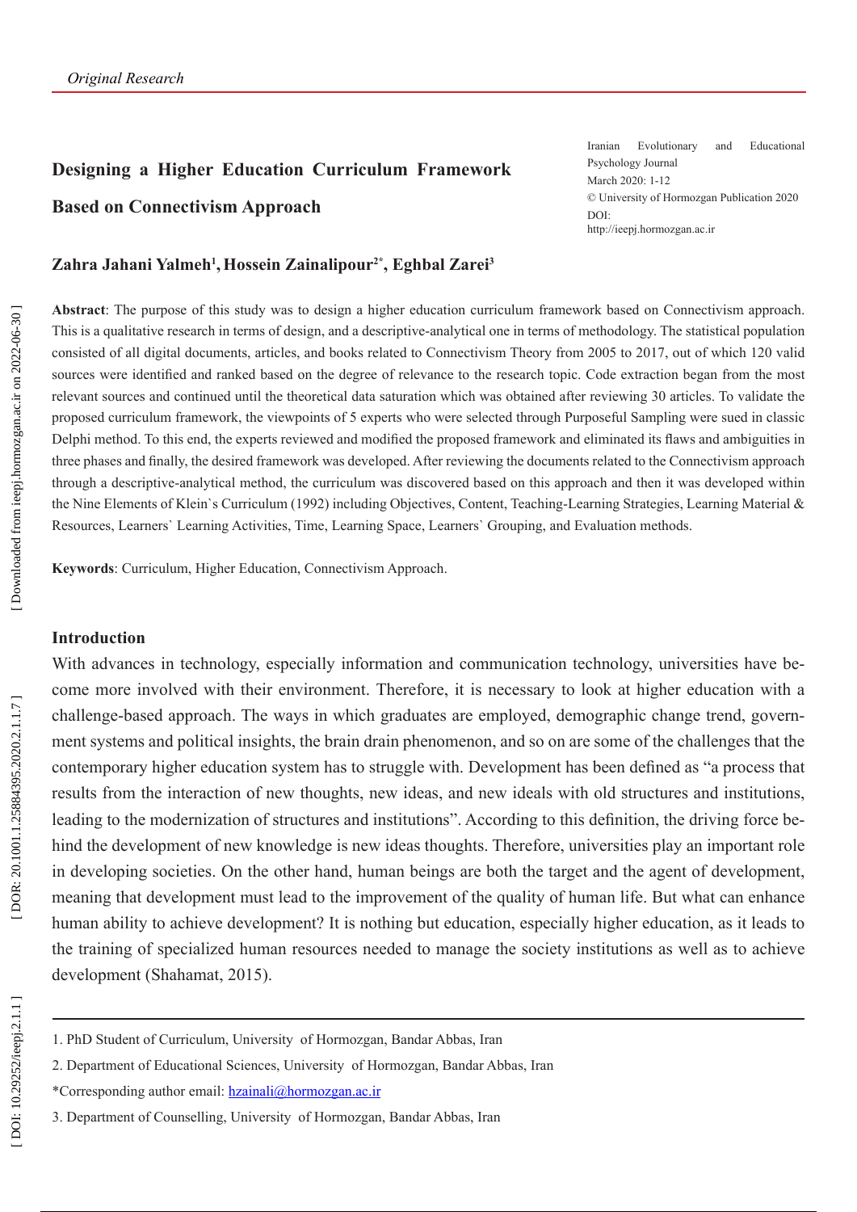*Original Research*

Iranian Evolutionary and Educational Psychology Journal
March 2020: 1-12
© University of Hormozgan Publication 2020
DOI:
http://ieepj.hormozgan.ac.ir

# Designing a Higher Education Curriculum Framework Based on Connectivism Approach

**Zahra Jahani Yalmeh[1], Hossein Zainalipour[2*], Eghbal Zarei[3]**

**Abstract**: The purpose of this study was to design a higher education curriculum framework based on Connectivism approach. This is a qualitative research in terms of design, and a descriptive-analytical one in terms of methodology. The statistical population consisted of all digital documents, articles, and books related to Connectivism Theory from 2005 to 2017, out of which 120 valid sources were identified and ranked based on the degree of relevance to the research topic. Code extraction began from the most relevant sources and continued until the theoretical data saturation which was obtained after reviewing 30 articles. To validate the proposed curriculum framework, the viewpoints of 5 experts who were selected through Purposeful Sampling were sued in classic Delphi method. To this end, the experts reviewed and modified the proposed framework and eliminated its flaws and ambiguities in three phases and finally, the desired framework was developed. After reviewing the documents related to the Connectivism approach through a descriptive-analytical method, the curriculum was discovered based on this approach and then it was developed within the Nine Elements of Klein`s Curriculum (1992) including Objectives, Content, Teaching-Learning Strategies, Learning Material & Resources, Learners` Learning Activities, Time, Learning Space, Learners` Grouping, and Evaluation methods.

**Keywords**: Curriculum, Higher Education, Connectivism Approach.

## Introduction

With advances in technology, especially information and communication technology, universities have become more involved with their environment. Therefore, it is necessary to look at higher education with a challenge-based approach. The ways in which graduates are employed, demographic change trend, government systems and political insights, the brain drain phenomenon, and so on are some of the challenges that the contemporary higher education system has to struggle with. Development has been defined as "a process that results from the interaction of new thoughts, new ideas, and new ideals with old structures and institutions, leading to the modernization of structures and institutions". According to this definition, the driving force behind the development of new knowledge is new ideas thoughts. Therefore, universities play an important role in developing societies. On the other hand, human beings are both the target and the agent of development, meaning that development must lead to the improvement of the quality of human life. But what can enhance human ability to achieve development? It is nothing but education, especially higher education, as it leads to the training of specialized human resources needed to manage the society institutions as well as to achieve development (Shahamat, 2015).

---

1. PhD Student of Curriculum, University of Hormozgan, Bandar Abbas, Iran
2. Department of Educational Sciences, University of Hormozgan, Bandar Abbas, Iran

*Corresponding author email: hzainali@hormozgan.ac.ir

3. Department of Counselling, University of Hormozgan, Bandar Abbas, Iran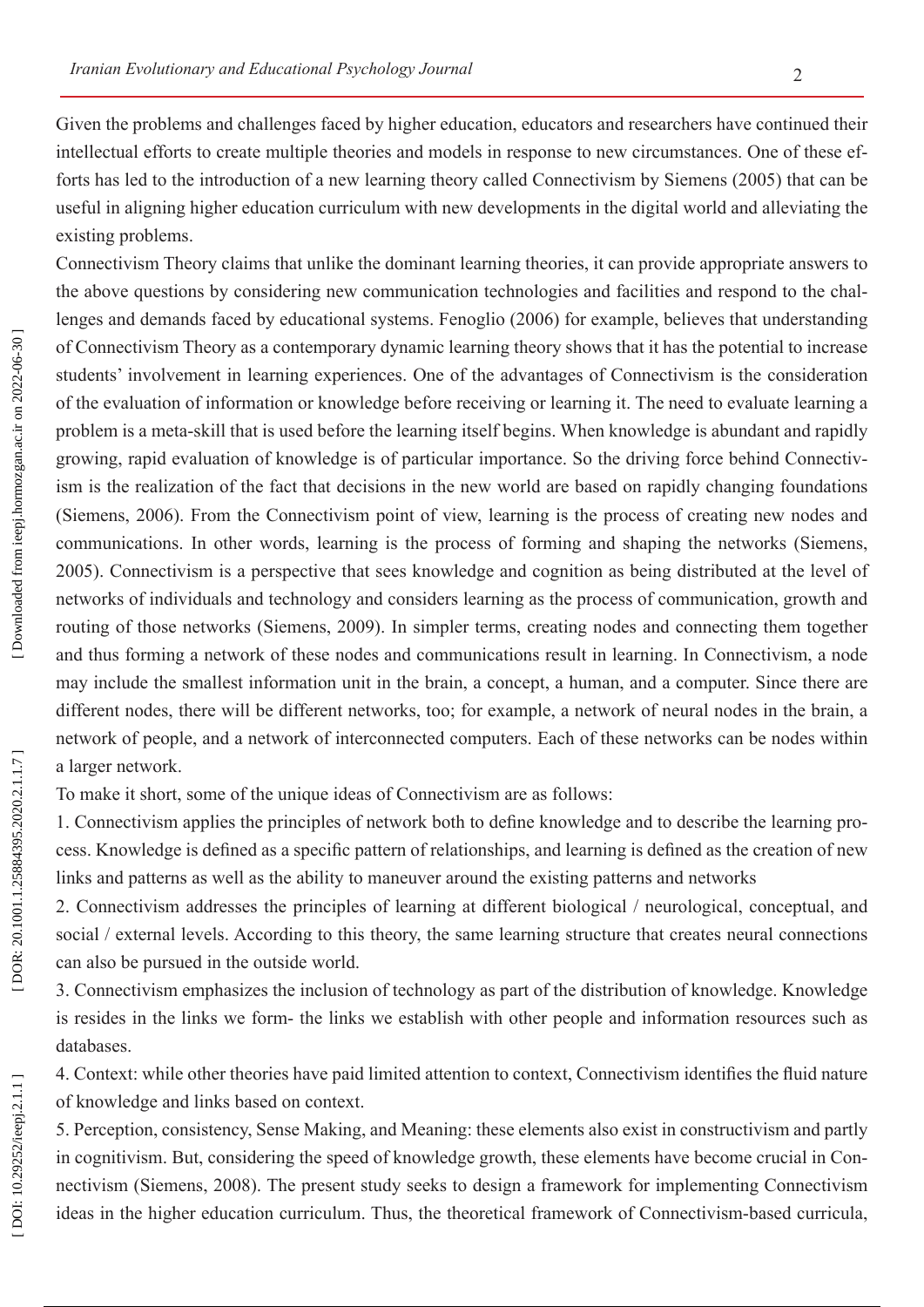Given the problems and challenges faced by higher education, educators and researchers have continued their intellectual efforts to create multiple theories and models in response to new circumstances. One of these efforts has led to the introduction of a new learning theory called Connectivism by Siemens (2005) that can be useful in aligning higher education curriculum with new developments in the digital world and alleviating the existing problems.

Connectivism Theory claims that unlike the dominant learning theories, it can provide appropriate answers to the above questions by considering new communication technologies and facilities and respond to the challenges and demands faced by educational systems. Fenoglio (2006) for example, believes that understanding of Connectivism Theory as a contemporary dynamic learning theory shows that it has the potential to increase students' involvement in learning experiences. One of the advantages of Connectivism is the consideration of the evaluation of information or knowledge before receiving or learning it. The need to evaluate learning a problem is a meta-skill that is used before the learning itself begins. When knowledge is abundant and rapidly growing, rapid evaluation of knowledge is of particular importance. So the driving force behind Connectivism is the realization of the fact that decisions in the new world are based on rapidly changing foundations (Siemens, 2006). From the Connectivism point of view, learning is the process of creating new nodes and communications. In other words, learning is the process of forming and shaping the networks (Siemens, 2005). Connectivism is a perspective that sees knowledge and cognition as being distributed at the level of networks of individuals and technology and considers learning as the process of communication, growth and routing of those networks (Siemens, 2009). In simpler terms, creating nodes and connecting them together and thus forming a network of these nodes and communications result in learning. In Connectivism, a node may include the smallest information unit in the brain, a concept, a human, and a computer. Since there are different nodes, there will be different networks, too; for example, a network of neural nodes in the brain, a network of people, and a network of interconnected computers. Each of these networks can be nodes within a larger network.

To make it short, some of the unique ideas of Connectivism are as follows:

1. Connectivism applies the principles of network both to define knowledge and to describe the learning process. Knowledge is defined as a specific pattern of relationships, and learning is defined as the creation of new links and patterns as well as the ability to maneuver around the existing patterns and networks

2. Connectivism addresses the principles of learning at different biological / neurological, conceptual, and social / external levels. According to this theory, the same learning structure that creates neural connections can also be pursued in the outside world.

3. Connectivism emphasizes the inclusion of technology as part of the distribution of knowledge. Knowledge is resides in the links we form- the links we establish with other people and information resources such as databases.

4. Context: while other theories have paid limited attention to context, Connectivism identifies the fluid nature of knowledge and links based on context.

5. Perception, consistency, Sense Making, and Meaning: these elements also exist in constructivism and partly in cognitivism. But, considering the speed of knowledge growth, these elements have become crucial in Connectivism (Siemens, 2008). The present study seeks to design a framework for implementing Connectivism ideas in the higher education curriculum. Thus, the theoretical framework of Connectivism-based curricula,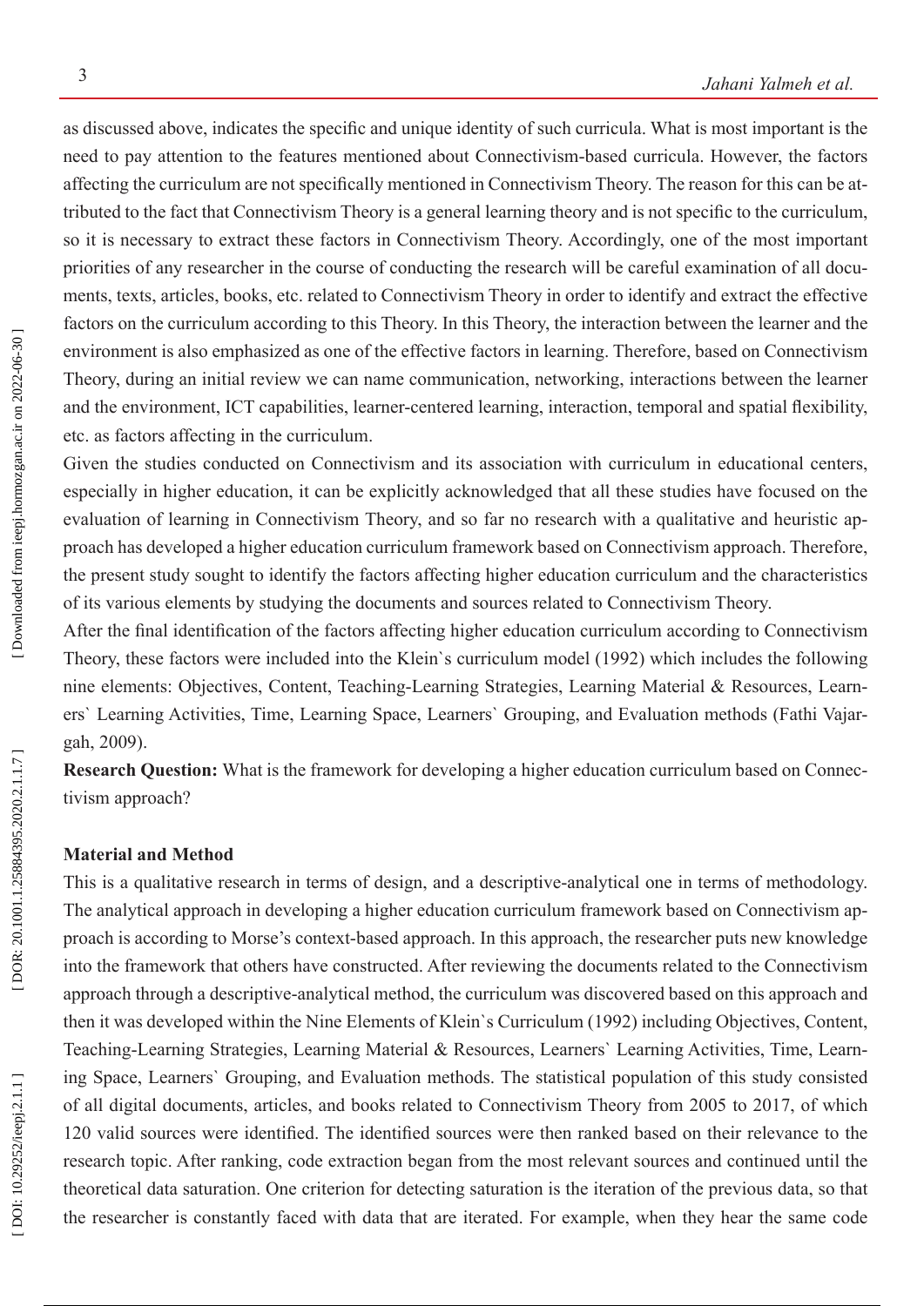as discussed above, indicates the specific and unique identity of such curricula. What is most important is the need to pay attention to the features mentioned about Connectivism-based curricula. However, the factors affecting the curriculum are not specifically mentioned in Connectivism Theory. The reason for this can be attributed to the fact that Connectivism Theory is a general learning theory and is not specific to the curriculum, so it is necessary to extract these factors in Connectivism Theory. Accordingly, one of the most important priorities of any researcher in the course of conducting the research will be careful examination of all documents, texts, articles, books, etc. related to Connectivism Theory in order to identify and extract the effective factors on the curriculum according to this Theory. In this Theory, the interaction between the learner and the environment is also emphasized as one of the effective factors in learning. Therefore, based on Connectivism Theory, during an initial review we can name communication, networking, interactions between the learner and the environment, ICT capabilities, learner-centered learning, interaction, temporal and spatial flexibility, etc. as factors affecting in the curriculum.

Given the studies conducted on Connectivism and its association with curriculum in educational centers, especially in higher education, it can be explicitly acknowledged that all these studies have focused on the evaluation of learning in Connectivism Theory, and so far no research with a qualitative and heuristic approach has developed a higher education curriculum framework based on Connectivism approach. Therefore, the present study sought to identify the factors affecting higher education curriculum and the characteristics of its various elements by studying the documents and sources related to Connectivism Theory.

After the final identification of the factors affecting higher education curriculum according to Connectivism Theory, these factors were included into the Klein`s curriculum model (1992) which includes the following nine elements: Objectives, Content, Teaching-Learning Strategies, Learning Material & Resources, Learners` Learning Activities, Time, Learning Space, Learners` Grouping, and Evaluation methods (Fathi Vajargah, 2009).

**Research Question:** What is the framework for developing a higher education curriculum based on Connectivism approach?

## Material and Method

This is a qualitative research in terms of design, and a descriptive-analytical one in terms of methodology. The analytical approach in developing a higher education curriculum framework based on Connectivism approach is according to Morse's context-based approach. In this approach, the researcher puts new knowledge into the framework that others have constructed. After reviewing the documents related to the Connectivism approach through a descriptive-analytical method, the curriculum was discovered based on this approach and then it was developed within the Nine Elements of Klein`s Curriculum (1992) including Objectives, Content, Teaching-Learning Strategies, Learning Material & Resources, Learners` Learning Activities, Time, Learning Space, Learners` Grouping, and Evaluation methods. The statistical population of this study consisted of all digital documents, articles, and books related to Connectivism Theory from 2005 to 2017, of which 120 valid sources were identified. The identified sources were then ranked based on their relevance to the research topic. After ranking, code extraction began from the most relevant sources and continued until the theoretical data saturation. One criterion for detecting saturation is the iteration of the previous data, so that the researcher is constantly faced with data that are iterated. For example, when they hear the same code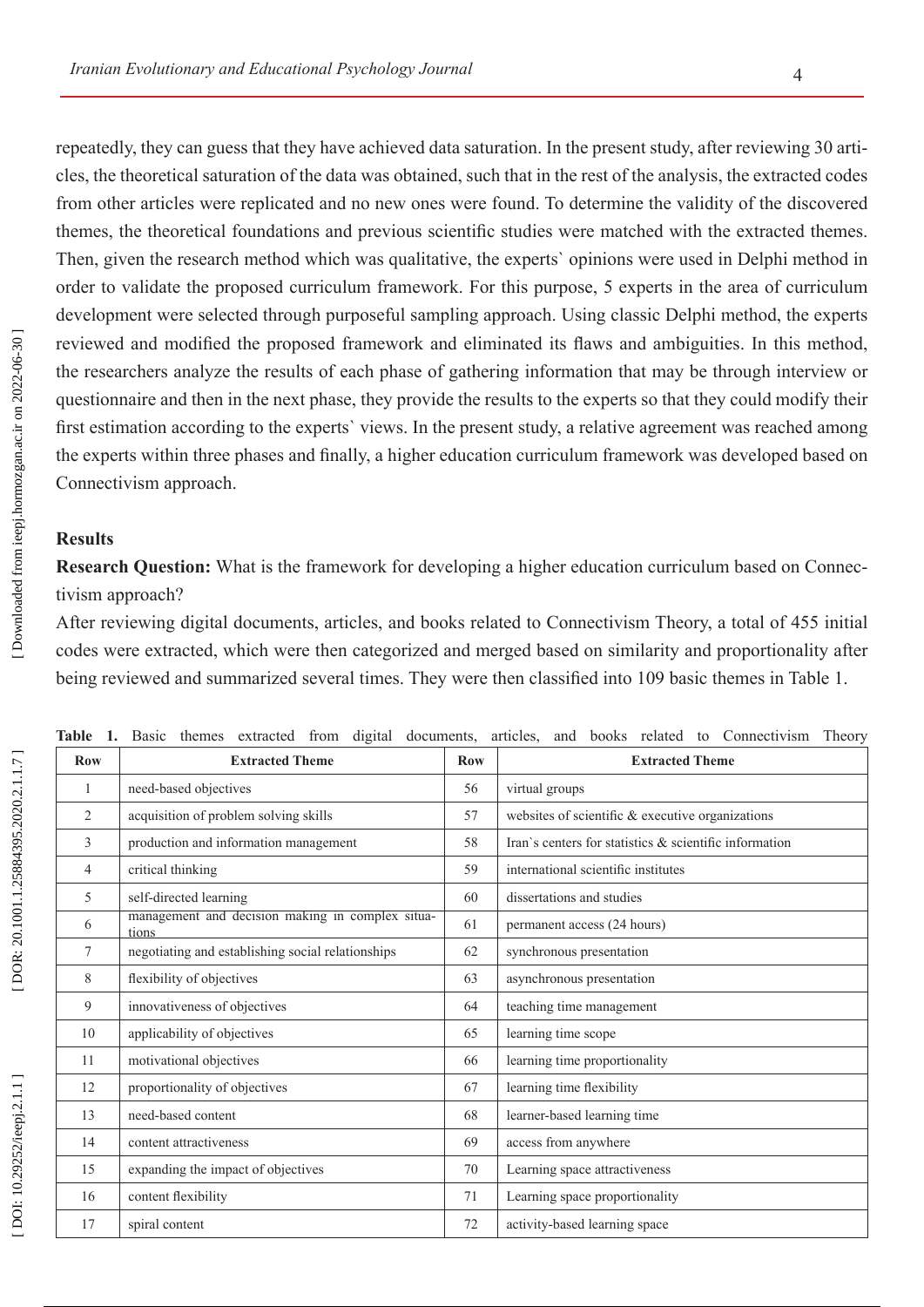repeatedly, they can guess that they have achieved data saturation. In the present study, after reviewing 30 articles, the theoretical saturation of the data was obtained, such that in the rest of the analysis, the extracted codes from other articles were replicated and no new ones were found. To determine the validity of the discovered themes, the theoretical foundations and previous scientific studies were matched with the extracted themes. Then, given the research method which was qualitative, the experts` opinions were used in Delphi method in order to validate the proposed curriculum framework. For this purpose, 5 experts in the area of curriculum development were selected through purposeful sampling approach. Using classic Delphi method, the experts reviewed and modified the proposed framework and eliminated its flaws and ambiguities. In this method, the researchers analyze the results of each phase of gathering information that may be through interview or questionnaire and then in the next phase, they provide the results to the experts so that they could modify their first estimation according to the experts` views. In the present study, a relative agreement was reached among the experts within three phases and finally, a higher education curriculum framework was developed based on Connectivism approach.

## Results

**Research Question:** What is the framework for developing a higher education curriculum based on Connectivism approach?

After reviewing digital documents, articles, and books related to Connectivism Theory, a total of 455 initial codes were extracted, which were then categorized and merged based on similarity and proportionality after being reviewed and summarized several times. They were then classified into 109 basic themes in Table 1.

**Table 1.** Basic themes extracted from digital documents, articles, and books related to Connectivism Theory

| Row | Extracted Theme | Row | Extracted Theme |
|---|---|---|---|
| 1 | need-based objectives | 56 | virtual groups |
| 2 | acquisition of problem solving skills | 57 | websites of scientific & executive organizations |
| 3 | production and information management | 58 | Iran`s centers for statistics & scientific information |
| 4 | critical thinking | 59 | international scientific institutes |
| 5 | self-directed learning | 60 | dissertations and studies |
| 6 | management and decision making in complex situations | 61 | permanent access (24 hours) |
| 7 | negotiating and establishing social relationships | 62 | synchronous presentation |
| 8 | flexibility of objectives | 63 | asynchronous presentation |
| 9 | innovativeness of objectives | 64 | teaching time management |
| 10 | applicability of objectives | 65 | learning time scope |
| 11 | motivational objectives | 66 | learning time proportionality |
| 12 | proportionality of objectives | 67 | learning time flexibility |
| 13 | need-based content | 68 | learner-based learning time |
| 14 | content attractiveness | 69 | access from anywhere |
| 15 | expanding the impact of objectives | 70 | Learning space attractiveness |
| 16 | content flexibility | 71 | Learning space proportionality |
| 17 | spiral content | 72 | activity-based learning space |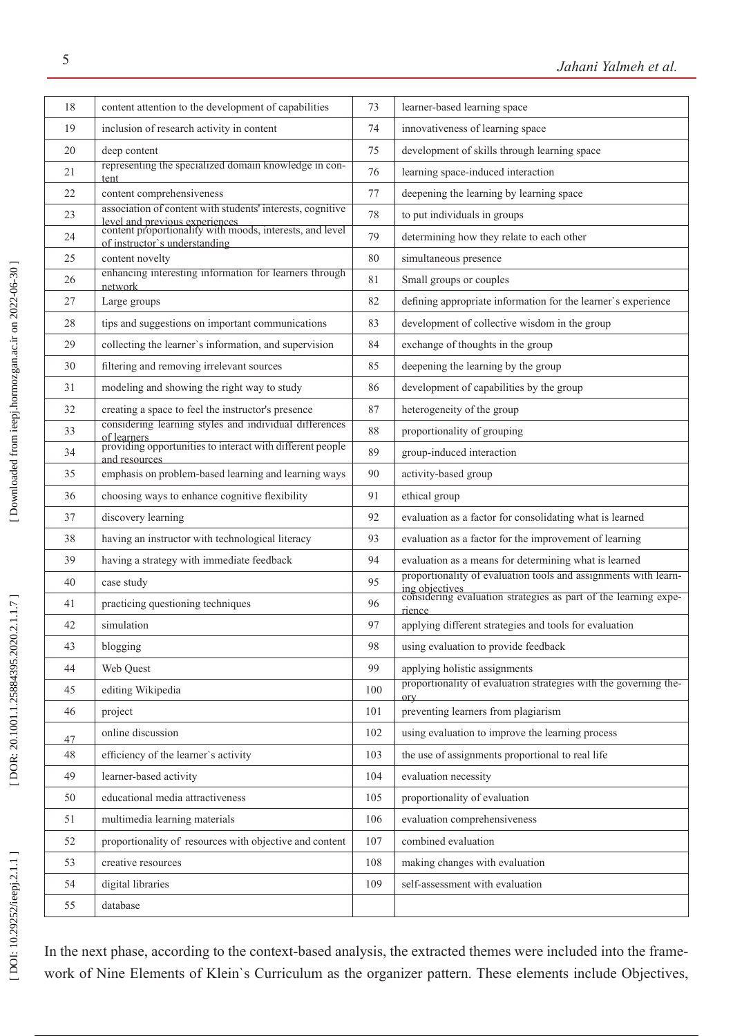| 18 | content attention to the development of capabilities | 73 | learner-based learning space |
|---|---|---|---|
| 19 | inclusion of research activity in content | 74 | innovativeness of learning space |
| 20 | deep content | 75 | development of skills through learning space |
| 21 | representing the specialized domain knowledge in content | 76 | learning space-induced interaction |
| 22 | content comprehensiveness | 77 | deepening the learning by learning space |
| 23 | association of content with students' interests, cognitive level and previous experiences | 78 | to put individuals in groups |
| 24 | content proportionality with moods, interests, and level of instructor`s understanding | 79 | determining how they relate to each other |
| 25 | content novelty | 80 | simultaneous presence |
| 26 | enhancing interesting information for learners through network | 81 | Small groups or couples |
| 27 | Large groups | 82 | defining appropriate information for the learner`s experience |
| 28 | tips and suggestions on important communications | 83 | development of collective wisdom in the group |
| 29 | collecting the learner`s information, and supervision | 84 | exchange of thoughts in the group |
| 30 | filtering and removing irrelevant sources | 85 | deepening the learning by the group |
| 31 | modeling and showing the right way to study | 86 | development of capabilities by the group |
| 32 | creating a space to feel the instructor's presence | 87 | heterogeneity of the group |
| 33 | considering learning styles and individual differences of learners | 88 | proportionality of grouping |
| 34 | providing opportunities to interact with different people and resources | 89 | group-induced interaction |
| 35 | emphasis on problem-based learning and learning ways | 90 | activity-based group |
| 36 | choosing ways to enhance cognitive flexibility | 91 | ethical group |
| 37 | discovery learning | 92 | evaluation as a factor for consolidating what is learned |
| 38 | having an instructor with technological literacy | 93 | evaluation as a factor for the improvement of learning |
| 39 | having a strategy with immediate feedback | 94 | evaluation as a means for determining what is learned |
| 40 | case study | 95 | proportionality of evaluation tools and assignments with learning objectives |
| 41 | practicing questioning techniques | 96 | considering evaluation strategies as part of the learning experience |
| 42 | simulation | 97 | applying different strategies and tools for evaluation |
| 43 | blogging | 98 | using evaluation to provide feedback |
| 44 | Web Quest | 99 | applying holistic assignments |
| 45 | editing Wikipedia | 100 | proportionality of evaluation strategies with the governing theory |
| 46 | project | 101 | preventing learners from plagiarism |
| 47 | online discussion | 102 | using evaluation to improve the learning process |
| 48 | efficiency of the learner`s activity | 103 | the use of assignments proportional to real life |
| 49 | learner-based activity | 104 | evaluation necessity |
| 50 | educational media attractiveness | 105 | proportionality of evaluation |
| 51 | multimedia learning materials | 106 | evaluation comprehensiveness |
| 52 | proportionality of resources with objective and content | 107 | combined evaluation |
| 53 | creative resources | 108 | making changes with evaluation |
| 54 | digital libraries | 109 | self-assessment with evaluation |
| 55 | database | | |

In the next phase, according to the context-based analysis, the extracted themes were included into the framework of Nine Elements of Klein`s Curriculum as the organizer pattern. These elements include Objectives,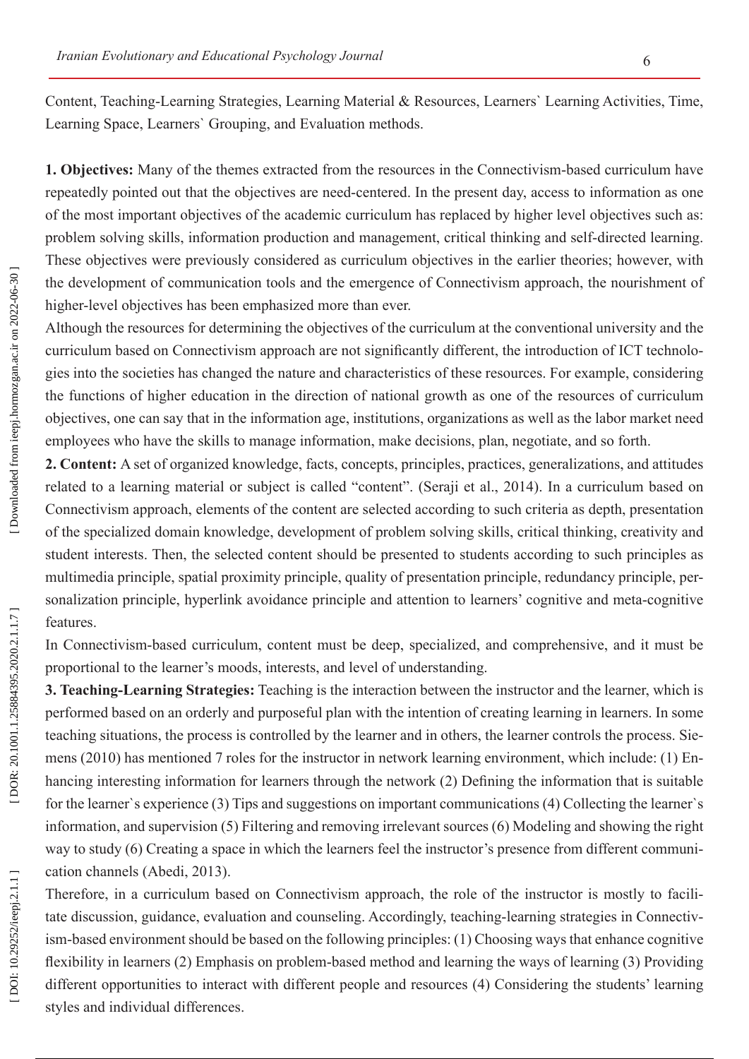Content, Teaching-Learning Strategies, Learning Material & Resources, Learners` Learning Activities, Time, Learning Space, Learners` Grouping, and Evaluation methods.

**1. Objectives:** Many of the themes extracted from the resources in the Connectivism-based curriculum have repeatedly pointed out that the objectives are need-centered. In the present day, access to information as one of the most important objectives of the academic curriculum has replaced by higher level objectives such as: problem solving skills, information production and management, critical thinking and self-directed learning. These objectives were previously considered as curriculum objectives in the earlier theories; however, with the development of communication tools and the emergence of Connectivism approach, the nourishment of higher-level objectives has been emphasized more than ever.

Although the resources for determining the objectives of the curriculum at the conventional university and the curriculum based on Connectivism approach are not significantly different, the introduction of ICT technologies into the societies has changed the nature and characteristics of these resources. For example, considering the functions of higher education in the direction of national growth as one of the resources of curriculum objectives, one can say that in the information age, institutions, organizations as well as the labor market need employees who have the skills to manage information, make decisions, plan, negotiate, and so forth.

**2. Content:** A set of organized knowledge, facts, concepts, principles, practices, generalizations, and attitudes related to a learning material or subject is called "content". (Seraji et al., 2014). In a curriculum based on Connectivism approach, elements of the content are selected according to such criteria as depth, presentation of the specialized domain knowledge, development of problem solving skills, critical thinking, creativity and student interests. Then, the selected content should be presented to students according to such principles as multimedia principle, spatial proximity principle, quality of presentation principle, redundancy principle, personalization principle, hyperlink avoidance principle and attention to learners' cognitive and meta-cognitive features.

In Connectivism-based curriculum, content must be deep, specialized, and comprehensive, and it must be proportional to the learner's moods, interests, and level of understanding.

**3. Teaching-Learning Strategies:** Teaching is the interaction between the instructor and the learner, which is performed based on an orderly and purposeful plan with the intention of creating learning in learners. In some teaching situations, the process is controlled by the learner and in others, the learner controls the process. Siemens (2010) has mentioned 7 roles for the instructor in network learning environment, which include: (1) Enhancing interesting information for learners through the network (2) Defining the information that is suitable for the learner`s experience (3) Tips and suggestions on important communications (4) Collecting the learner`s information, and supervision (5) Filtering and removing irrelevant sources (6) Modeling and showing the right way to study (6) Creating a space in which the learners feel the instructor's presence from different communication channels (Abedi, 2013).

Therefore, in a curriculum based on Connectivism approach, the role of the instructor is mostly to facilitate discussion, guidance, evaluation and counseling. Accordingly, teaching-learning strategies in Connectivism-based environment should be based on the following principles: (1) Choosing ways that enhance cognitive flexibility in learners (2) Emphasis on problem-based method and learning the ways of learning (3) Providing different opportunities to interact with different people and resources (4) Considering the students' learning styles and individual differences.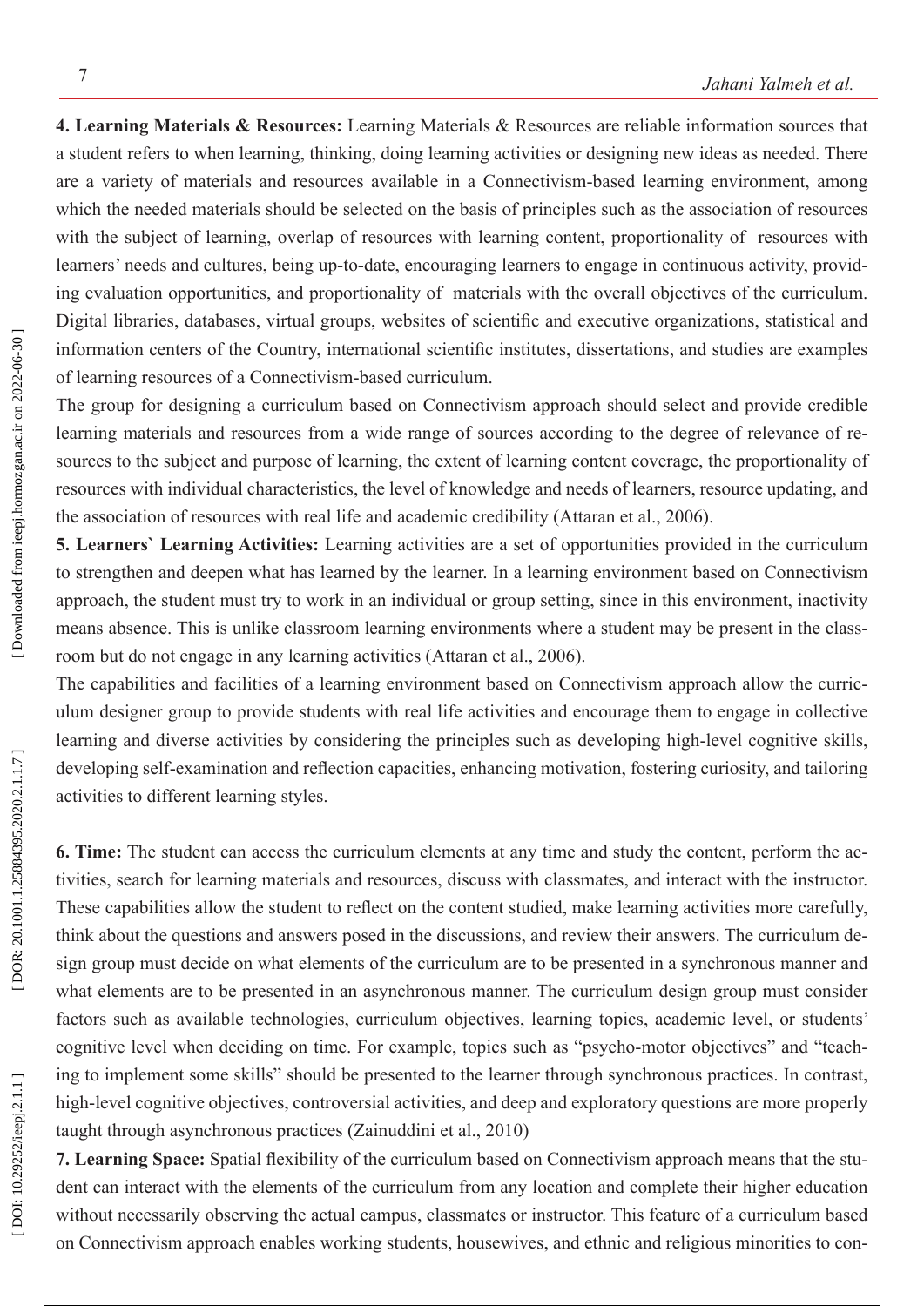**4. Learning Materials & Resources:** Learning Materials & Resources are reliable information sources that a student refers to when learning, thinking, doing learning activities or designing new ideas as needed. There are a variety of materials and resources available in a Connectivism-based learning environment, among which the needed materials should be selected on the basis of principles such as the association of resources with the subject of learning, overlap of resources with learning content, proportionality of resources with learners' needs and cultures, being up-to-date, encouraging learners to engage in continuous activity, providing evaluation opportunities, and proportionality of materials with the overall objectives of the curriculum. Digital libraries, databases, virtual groups, websites of scientific and executive organizations, statistical and information centers of the Country, international scientific institutes, dissertations, and studies are examples of learning resources of a Connectivism-based curriculum.

The group for designing a curriculum based on Connectivism approach should select and provide credible learning materials and resources from a wide range of sources according to the degree of relevance of resources to the subject and purpose of learning, the extent of learning content coverage, the proportionality of resources with individual characteristics, the level of knowledge and needs of learners, resource updating, and the association of resources with real life and academic credibility (Attaran et al., 2006).

**5. Learners` Learning Activities:** Learning activities are a set of opportunities provided in the curriculum to strengthen and deepen what has learned by the learner. In a learning environment based on Connectivism approach, the student must try to work in an individual or group setting, since in this environment, inactivity means absence. This is unlike classroom learning environments where a student may be present in the classroom but do not engage in any learning activities (Attaran et al., 2006).

The capabilities and facilities of a learning environment based on Connectivism approach allow the curriculum designer group to provide students with real life activities and encourage them to engage in collective learning and diverse activities by considering the principles such as developing high-level cognitive skills, developing self-examination and reflection capacities, enhancing motivation, fostering curiosity, and tailoring activities to different learning styles.

**6. Time:** The student can access the curriculum elements at any time and study the content, perform the activities, search for learning materials and resources, discuss with classmates, and interact with the instructor. These capabilities allow the student to reflect on the content studied, make learning activities more carefully, think about the questions and answers posed in the discussions, and review their answers. The curriculum design group must decide on what elements of the curriculum are to be presented in a synchronous manner and what elements are to be presented in an asynchronous manner. The curriculum design group must consider factors such as available technologies, curriculum objectives, learning topics, academic level, or students' cognitive level when deciding on time. For example, topics such as "psycho-motor objectives" and "teaching to implement some skills" should be presented to the learner through synchronous practices. In contrast, high-level cognitive objectives, controversial activities, and deep and exploratory questions are more properly taught through asynchronous practices (Zainuddini et al., 2010)

**7. Learning Space:** Spatial flexibility of the curriculum based on Connectivism approach means that the student can interact with the elements of the curriculum from any location and complete their higher education without necessarily observing the actual campus, classmates or instructor. This feature of a curriculum based on Connectivism approach enables working students, housewives, and ethnic and religious minorities to con-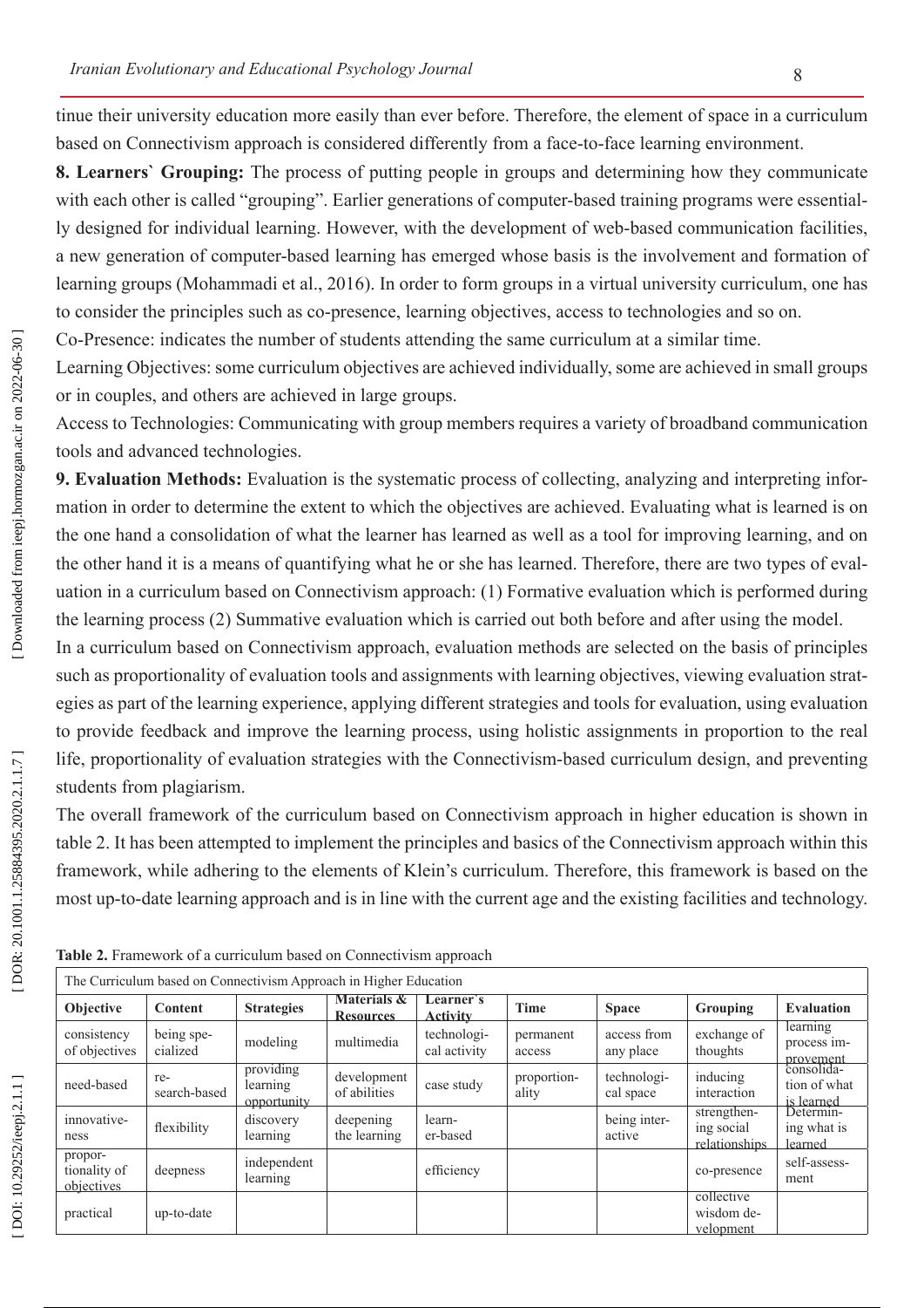tinue their university education more easily than ever before. Therefore, the element of space in a curriculum based on Connectivism approach is considered differently from a face-to-face learning environment.

**8. Learners` Grouping:** The process of putting people in groups and determining how they communicate with each other is called "grouping". Earlier generations of computer-based training programs were essentially designed for individual learning. However, with the development of web-based communication facilities, a new generation of computer-based learning has emerged whose basis is the involvement and formation of learning groups (Mohammadi et al., 2016). In order to form groups in a virtual university curriculum, one has to consider the principles such as co-presence, learning objectives, access to technologies and so on.

Co-Presence: indicates the number of students attending the same curriculum at a similar time.

Learning Objectives: some curriculum objectives are achieved individually, some are achieved in small groups or in couples, and others are achieved in large groups.

Access to Technologies: Communicating with group members requires a variety of broadband communication tools and advanced technologies.

**9. Evaluation Methods:** Evaluation is the systematic process of collecting, analyzing and interpreting information in order to determine the extent to which the objectives are achieved. Evaluating what is learned is on the one hand a consolidation of what the learner has learned as well as a tool for improving learning, and on the other hand it is a means of quantifying what he or she has learned. Therefore, there are two types of evaluation in a curriculum based on Connectivism approach: (1) Formative evaluation which is performed during the learning process (2) Summative evaluation which is carried out both before and after using the model.

In a curriculum based on Connectivism approach, evaluation methods are selected on the basis of principles such as proportionality of evaluation tools and assignments with learning objectives, viewing evaluation strategies as part of the learning experience, applying different strategies and tools for evaluation, using evaluation to provide feedback and improve the learning process, using holistic assignments in proportion to the real life, proportionality of evaluation strategies with the Connectivism-based curriculum design, and preventing students from plagiarism.

The overall framework of the curriculum based on Connectivism approach in higher education is shown in table 2. It has been attempted to implement the principles and basics of the Connectivism approach within this framework, while adhering to the elements of Klein's curriculum. Therefore, this framework is based on the most up-to-date learning approach and is in line with the current age and the existing facilities and technology.

**Table 2.** Framework of a curriculum based on Connectivism approach

| The Curriculum based on Connectivism Approach in Higher Education | | | | | | | | |
|---|---|---|---|---|---|---|---|---|
| **Objective** | **Content** | **Strategies** | **Materials & Resources** | **Learner`s Activity** | **Time** | **Space** | **Grouping** | **Evaluation** |
| consistency of objectives | being specialized | modeling | multimedia | technological activity | permanent access | access from any place | exchange of thoughts | learning process improvement |
| need-based | research-based | providing learning opportunity | development of abilities | case study | proportionality | technological space | inducing interaction | consolidation of what is learned |
| innovativeness | flexibility | discovery learning | deepening the learning | learner-based | | being interactive | strengthening social relationships | Determining what is learned |
| proportionality of objectives | deepness | independent learning | | efficiency | | | co-presence | self-assessment |
| practical | up-to-date | | | | | | collective wisdom development | |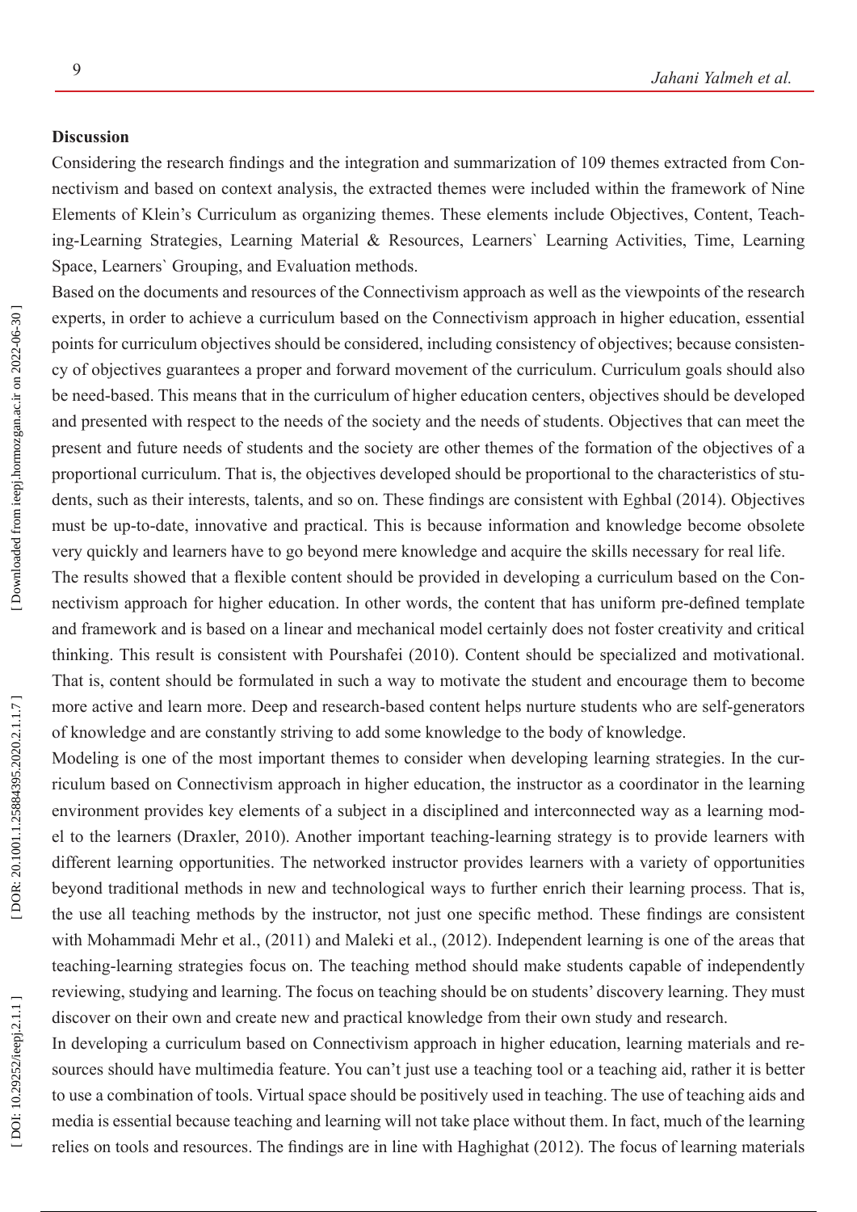## Discussion

Considering the research findings and the integration and summarization of 109 themes extracted from Connectivism and based on context analysis, the extracted themes were included within the framework of Nine Elements of Klein's Curriculum as organizing themes. These elements include Objectives, Content, Teaching-Learning Strategies, Learning Material & Resources, Learners` Learning Activities, Time, Learning Space, Learners` Grouping, and Evaluation methods.

Based on the documents and resources of the Connectivism approach as well as the viewpoints of the research experts, in order to achieve a curriculum based on the Connectivism approach in higher education, essential points for curriculum objectives should be considered, including consistency of objectives; because consistency of objectives guarantees a proper and forward movement of the curriculum. Curriculum goals should also be need-based. This means that in the curriculum of higher education centers, objectives should be developed and presented with respect to the needs of the society and the needs of students. Objectives that can meet the present and future needs of students and the society are other themes of the formation of the objectives of a proportional curriculum. That is, the objectives developed should be proportional to the characteristics of students, such as their interests, talents, and so on. These findings are consistent with Eghbal (2014). Objectives must be up-to-date, innovative and practical. This is because information and knowledge become obsolete very quickly and learners have to go beyond mere knowledge and acquire the skills necessary for real life.

The results showed that a flexible content should be provided in developing a curriculum based on the Connectivism approach for higher education. In other words, the content that has uniform pre-defined template and framework and is based on a linear and mechanical model certainly does not foster creativity and critical thinking. This result is consistent with Pourshafei (2010). Content should be specialized and motivational. That is, content should be formulated in such a way to motivate the student and encourage them to become more active and learn more. Deep and research-based content helps nurture students who are self-generators of knowledge and are constantly striving to add some knowledge to the body of knowledge.

Modeling is one of the most important themes to consider when developing learning strategies. In the curriculum based on Connectivism approach in higher education, the instructor as a coordinator in the learning environment provides key elements of a subject in a disciplined and interconnected way as a learning model to the learners (Draxler, 2010). Another important teaching-learning strategy is to provide learners with different learning opportunities. The networked instructor provides learners with a variety of opportunities beyond traditional methods in new and technological ways to further enrich their learning process. That is, the use all teaching methods by the instructor, not just one specific method. These findings are consistent with Mohammadi Mehr et al., (2011) and Maleki et al., (2012). Independent learning is one of the areas that teaching-learning strategies focus on. The teaching method should make students capable of independently reviewing, studying and learning. The focus on teaching should be on students' discovery learning. They must discover on their own and create new and practical knowledge from their own study and research.

In developing a curriculum based on Connectivism approach in higher education, learning materials and resources should have multimedia feature. You can't just use a teaching tool or a teaching aid, rather it is better to use a combination of tools. Virtual space should be positively used in teaching. The use of teaching aids and media is essential because teaching and learning will not take place without them. In fact, much of the learning relies on tools and resources. The findings are in line with Haghighat (2012). The focus of learning materials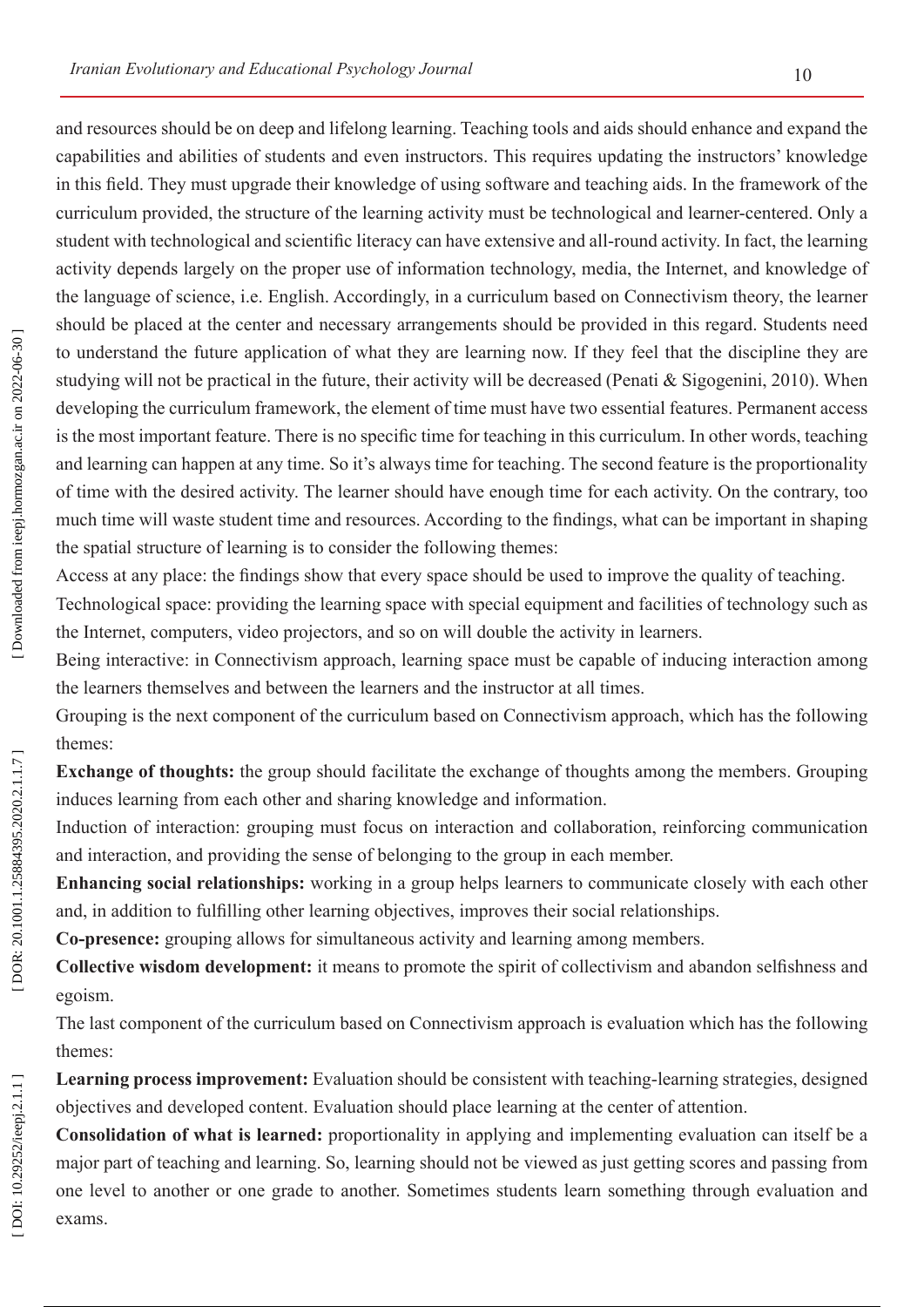and resources should be on deep and lifelong learning. Teaching tools and aids should enhance and expand the capabilities and abilities of students and even instructors. This requires updating the instructors' knowledge in this field. They must upgrade their knowledge of using software and teaching aids. In the framework of the curriculum provided, the structure of the learning activity must be technological and learner-centered. Only a student with technological and scientific literacy can have extensive and all-round activity. In fact, the learning activity depends largely on the proper use of information technology, media, the Internet, and knowledge of the language of science, i.e. English. Accordingly, in a curriculum based on Connectivism theory, the learner should be placed at the center and necessary arrangements should be provided in this regard. Students need to understand the future application of what they are learning now. If they feel that the discipline they are studying will not be practical in the future, their activity will be decreased (Penati & Sigogenini, 2010). When developing the curriculum framework, the element of time must have two essential features. Permanent access is the most important feature. There is no specific time for teaching in this curriculum. In other words, teaching and learning can happen at any time. So it's always time for teaching. The second feature is the proportionality of time with the desired activity. The learner should have enough time for each activity. On the contrary, too much time will waste student time and resources. According to the findings, what can be important in shaping the spatial structure of learning is to consider the following themes:

Access at any place: the findings show that every space should be used to improve the quality of teaching.

Technological space: providing the learning space with special equipment and facilities of technology such as the Internet, computers, video projectors, and so on will double the activity in learners.

Being interactive: in Connectivism approach, learning space must be capable of inducing interaction among the learners themselves and between the learners and the instructor at all times.

Grouping is the next component of the curriculum based on Connectivism approach, which has the following themes:

**Exchange of thoughts:** the group should facilitate the exchange of thoughts among the members. Grouping induces learning from each other and sharing knowledge and information.

Induction of interaction: grouping must focus on interaction and collaboration, reinforcing communication and interaction, and providing the sense of belonging to the group in each member.

**Enhancing social relationships:** working in a group helps learners to communicate closely with each other and, in addition to fulfilling other learning objectives, improves their social relationships.

**Co-presence:** grouping allows for simultaneous activity and learning among members.

**Collective wisdom development:** it means to promote the spirit of collectivism and abandon selfishness and egoism.

The last component of the curriculum based on Connectivism approach is evaluation which has the following themes:

**Learning process improvement:** Evaluation should be consistent with teaching-learning strategies, designed objectives and developed content. Evaluation should place learning at the center of attention.

**Consolidation of what is learned:** proportionality in applying and implementing evaluation can itself be a major part of teaching and learning. So, learning should not be viewed as just getting scores and passing from one level to another or one grade to another. Sometimes students learn something through evaluation and exams.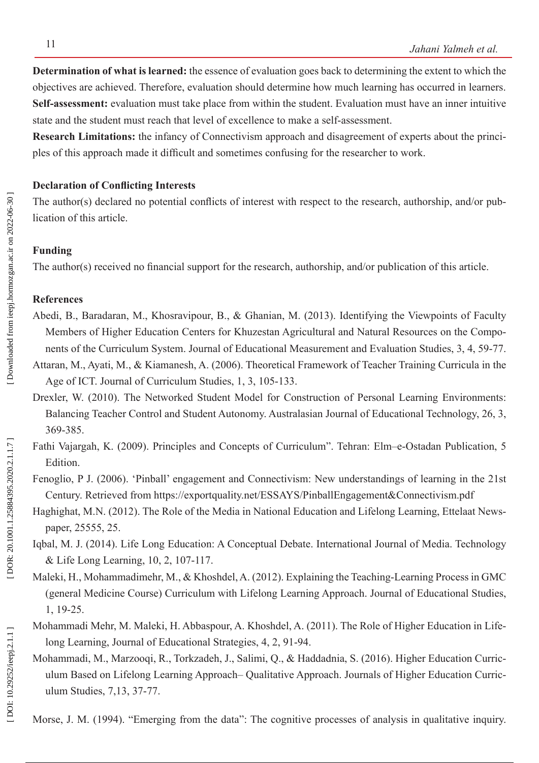**Determination of what is learned:** the essence of evaluation goes back to determining the extent to which the objectives are achieved. Therefore, evaluation should determine how much learning has occurred in learners.

**Self-assessment:** evaluation must take place from within the student. Evaluation must have an inner intuitive state and the student must reach that level of excellence to make a self-assessment.

**Research Limitations:** the infancy of Connectivism approach and disagreement of experts about the principles of this approach made it difficult and sometimes confusing for the researcher to work.

## Declaration of Conflicting Interests

The author(s) declared no potential conflicts of interest with respect to the research, authorship, and/or publication of this article.

## Funding

The author(s) received no financial support for the research, authorship, and/or publication of this article.

## References

Abedi, B., Baradaran, M., Khosravipour, B., & Ghanian, M. (2013). Identifying the Viewpoints of Faculty Members of Higher Education Centers for Khuzestan Agricultural and Natural Resources on the Components of the Curriculum System. Journal of Educational Measurement and Evaluation Studies, 3, 4, 59-77.

Attaran, M., Ayati, M., & Kiamanesh, A. (2006). Theoretical Framework of Teacher Training Curricula in the Age of ICT. Journal of Curriculum Studies, 1, 3, 105-133.

Drexler, W. (2010). The Networked Student Model for Construction of Personal Learning Environments: Balancing Teacher Control and Student Autonomy. Australasian Journal of Educational Technology, 26, 3, 369-385.

Fathi Vajargah, K. (2009). Principles and Concepts of Curriculum". Tehran: Elm–e-Ostadan Publication, 5 Edition.

Fenoglio, P J. (2006). 'Pinball' engagement and Connectivism: New understandings of learning in the 21st Century. Retrieved from https://exportquality.net/ESSAYS/PinballEngagement&Connectivism.pdf

Haghighat, M.N. (2012). The Role of the Media in National Education and Lifelong Learning, Ettelaat Newspaper, 25555, 25.

Iqbal, M. J. (2014). Life Long Education: A Conceptual Debate. International Journal of Media. Technology & Life Long Learning, 10, 2, 107-117.

Maleki, H., Mohammadimehr, M., & Khoshdel, A. (2012). Explaining the Teaching-Learning Process in GMC (general Medicine Course) Curriculum with Lifelong Learning Approach. Journal of Educational Studies, 1, 19-25.

Mohammadi Mehr, M. Maleki, H. Abbaspour, A. Khoshdel, A. (2011). The Role of Higher Education in Lifelong Learning, Journal of Educational Strategies, 4, 2, 91-94.

Mohammadi, M., Marzooqi, R., Torkzadeh, J., Salimi, Q., & Haddadnia, S. (2016). Higher Education Curriculum Based on Lifelong Learning Approach– Qualitative Approach. Journals of Higher Education Curriculum Studies, 7,13, 37-77.

Morse, J. M. (1994). "Emerging from the data": The cognitive processes of analysis in qualitative inquiry.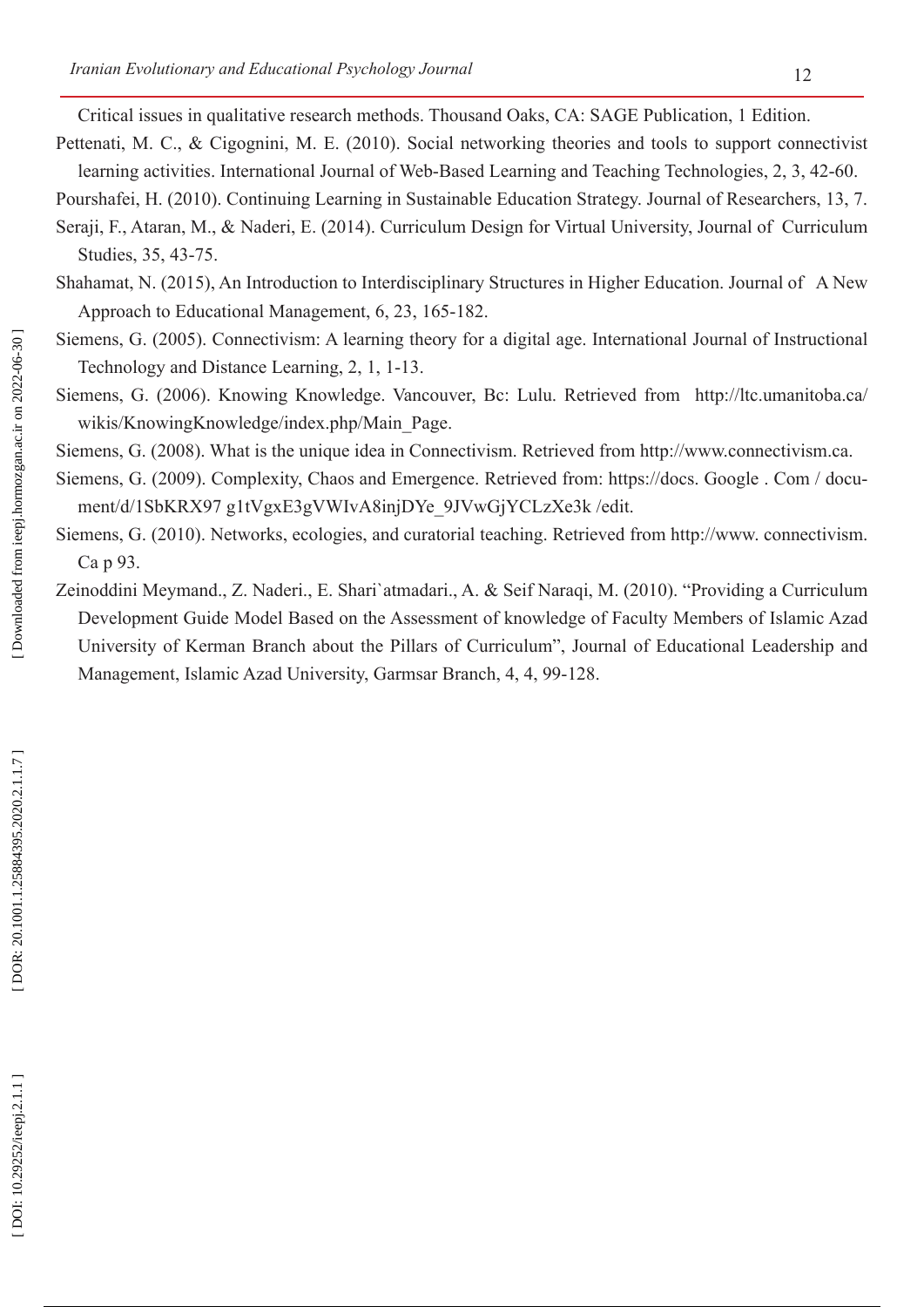Critical issues in qualitative research methods. Thousand Oaks, CA: SAGE Publication, 1 Edition.

Pettenati, M. C., & Cigognini, M. E. (2010). Social networking theories and tools to support connectivist learning activities. International Journal of Web-Based Learning and Teaching Technologies, 2, 3, 42-60.

Pourshafei, H. (2010). Continuing Learning in Sustainable Education Strategy. Journal of Researchers, 13, 7.

Seraji, F., Ataran, M., & Naderi, E. (2014). Curriculum Design for Virtual University, Journal of Curriculum Studies, 35, 43-75.

Shahamat, N. (2015), An Introduction to Interdisciplinary Structures in Higher Education. Journal of A New Approach to Educational Management, 6, 23, 165-182.

Siemens, G. (2005). Connectivism: A learning theory for a digital age. International Journal of Instructional Technology and Distance Learning, 2, 1, 1-13.

Siemens, G. (2006). Knowing Knowledge. Vancouver, Bc: Lulu. Retrieved from http://ltc.umanitoba.ca/wikis/KnowingKnowledge/index.php/Main_Page.

Siemens, G. (2008). What is the unique idea in Connectivism. Retrieved from http://www.connectivism.ca.

Siemens, G. (2009). Complexity, Chaos and Emergence. Retrieved from: https://docs. Google . Com / document/d/1SbKRX97 g1tVgxE3gVWIvA8injDYe_9JVwGjYCLzXe3k /edit.

Siemens, G. (2010). Networks, ecologies, and curatorial teaching. Retrieved from http://www. connectivism. Ca p 93.

Zeinoddini Meymand., Z. Naderi., E. Shari`atmadari., A. & Seif Naraqi, M. (2010). "Providing a Curriculum Development Guide Model Based on the Assessment of knowledge of Faculty Members of Islamic Azad University of Kerman Branch about the Pillars of Curriculum", Journal of Educational Leadership and Management, Islamic Azad University, Garmsar Branch, 4, 4, 99-128.